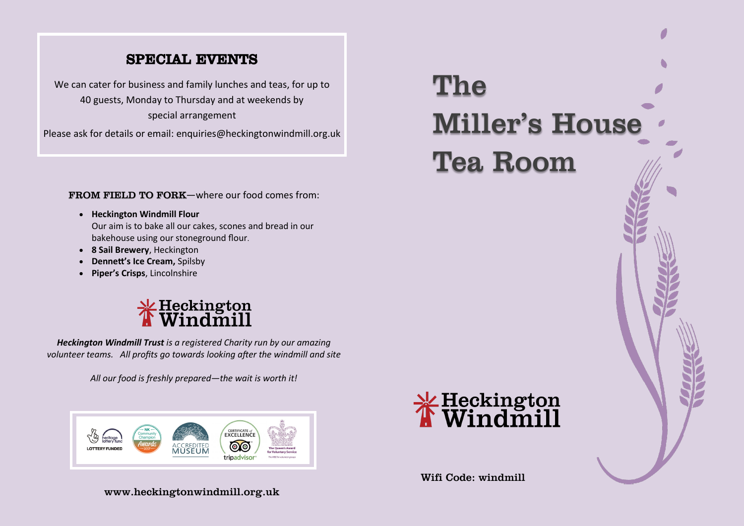## SPECIAL EVENTS

We can cater for business and family lunches and teas, for up to 40 guests, Monday to Thursday and at weekends by special arrangement

Please ask for details or email: enquiries@heckingtonwindmill.org.uk

**FROM FIELD TO FORK**—where our food comes from:

- **Heckington Windmill Flour**
  Our aim is to bake all our cakes, scones and bread in our bakehouse using our stoneground flour.
- **8 Sail Brewery**, Heckington
- **Dennett's Ice Cream,** Spilsby
- **Piper's Crisps**, Lincolnshire

Heckington Windmill

***Heckington Windmill Trust*** *is a registered Charity run by our amazing volunteer teams. All profits go towards looking after the windmill and site*

*All our food is freshly prepared—the wait is worth it!*

heritage lottery fund LOTTERY FUNDED | NK Community Champion Awards 2017 | ACCREDITED MUSEUM | CERTIFICATE of EXCELLENCE tripadvisor | The Queen's Award for Voluntary Service

www.heckingtonwindmill.org.uk

# The Miller's House Tea Room

Heckington Windmill

Wifi Code: windmill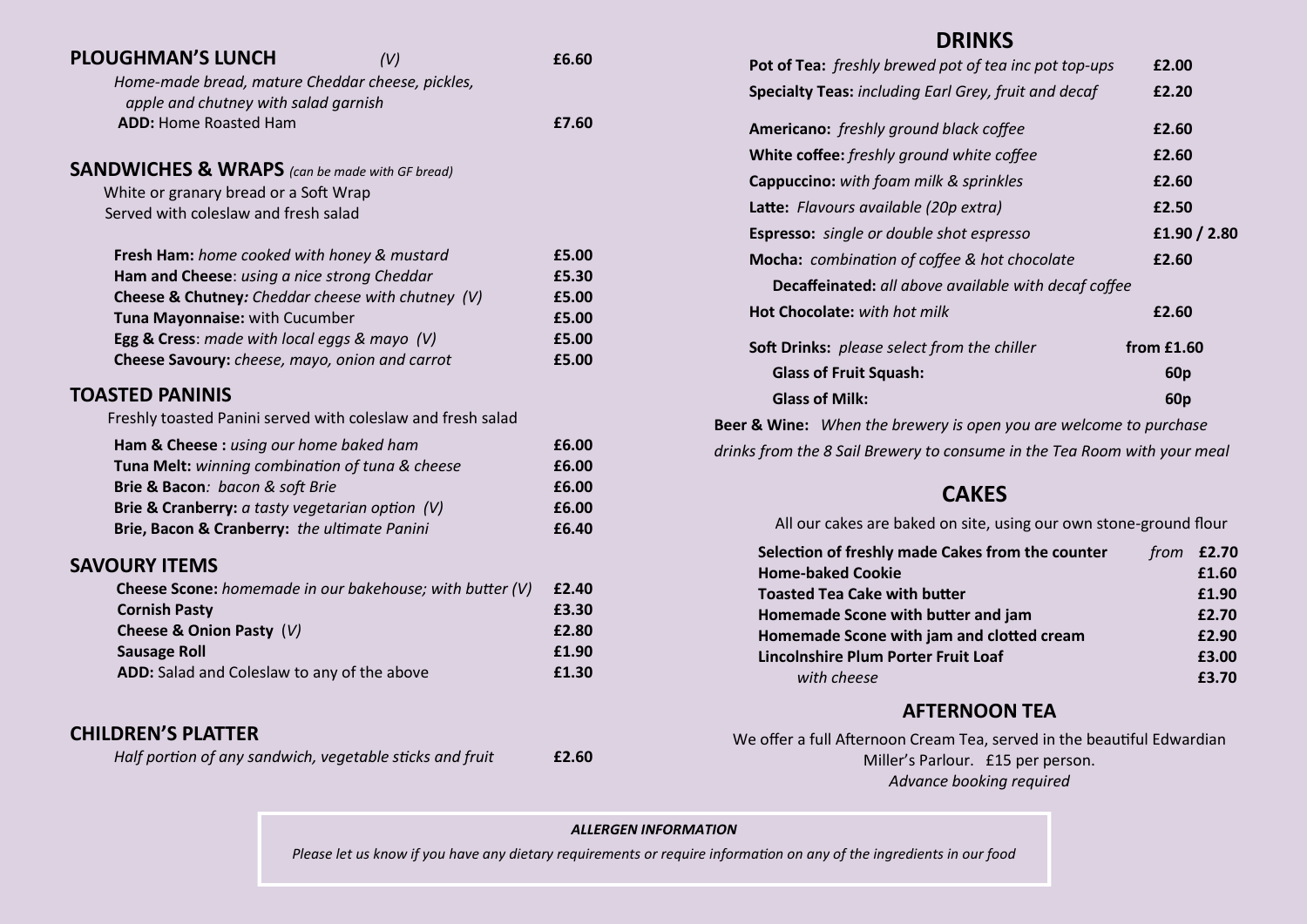## PLOUGHMAN'S LUNCH *(V)* **£6.60**

*Home-made bread, mature Cheddar cheese, pickles, apple and chutney with salad garnish*

**ADD:** Home Roasted Ham **£7.60**

## SANDWICHES & WRAPS *(can be made with GF bread)*

White or granary bread or a Soft Wrap
Served with coleslaw and fresh salad

| | |
|---|---|
| **Fresh Ham:** *home cooked with honey & mustard* | **£5.00** |
| **Ham and Cheese**: *using a nice strong Cheddar* | **£5.30** |
| **Cheese & Chutney***: Cheddar cheese with chutney (V)* | **£5.00** |
| **Tuna Mayonnaise:** with Cucumber | **£5.00** |
| **Egg & Cress**: *made with local eggs & mayo (V)* | **£5.00** |
| **Cheese Savoury:** *cheese, mayo, onion and carrot* | **£5.00** |

## TOASTED PANINIS

Freshly toasted Panini served with coleslaw and fresh salad

| | |
|---|---|
| **Ham & Cheese :** *using our home baked ham* | **£6.00** |
| **Tuna Melt:** *winning combination of tuna & cheese* | **£6.00** |
| **Brie & Bacon***: bacon & soft Brie* | **£6.00** |
| **Brie & Cranberry:** *a tasty vegetarian option (V)* | **£6.00** |
| **Brie, Bacon & Cranberry:** *the ultimate Panini* | **£6.40** |

## SAVOURY ITEMS

| | |
|---|---|
| **Cheese Scone:** *homemade in our bakehouse; with butter (V)* | **£2.40** |
| **Cornish Pasty** | **£3.30** |
| **Cheese & Onion Pasty** *(V)* | **£2.80** |
| **Sausage Roll** | **£1.90** |
| **ADD:** Salad and Coleslaw to any of the above | **£1.30** |

## CHILDREN'S PLATTER

*Half portion of any sandwich, vegetable sticks and fruit* **£2.60**

## DRINKS

| | |
|---|---|
| **Pot of Tea:** *freshly brewed pot of tea inc pot top-ups* | **£2.00** |
| **Specialty Teas:** *including Earl Grey, fruit and decaf* | **£2.20** |
| **Americano:** *freshly ground black coffee* | **£2.60** |
| **White coffee:** *freshly ground white coffee* | **£2.60** |
| **Cappuccino:** *with foam milk & sprinkles* | **£2.60** |
| **Latte:** *Flavours available (20p extra)* | **£2.50** |
| **Espresso:** *single or double shot espresso* | **£1.90 / 2.80** |
| **Mocha:** *combination of coffee & hot chocolate* | **£2.60** |
| **Decaffeinated:** *all above available with decaf coffee* | |
| **Hot Chocolate:** *with hot milk* | **£2.60** |
| **Soft Drinks:** *please select from the chiller* | **from £1.60** |
| **Glass of Fruit Squash:** | **60p** |
| **Glass of Milk:** | **60p** |

**Beer & Wine:** *When the brewery is open you are welcome to purchase drinks from the 8 Sail Brewery to consume in the Tea Room with your meal*

## CAKES

All our cakes are baked on site, using our own stone-ground flour

| | |
|---|---|
| **Selection of freshly made Cakes from the counter** | *from* **£2.70** |
| **Home-baked Cookie** | **£1.60** |
| **Toasted Tea Cake with butter** | **£1.90** |
| **Homemade Scone with butter and jam** | **£2.70** |
| **Homemade Scone with jam and clotted cream** | **£2.90** |
| **Lincolnshire Plum Porter Fruit Loaf** | **£3.00** |
| *with cheese* | **£3.70** |

## AFTERNOON TEA

We offer a full Afternoon Cream Tea, served in the beautiful Edwardian Miller's Parlour. £15 per person.
*Advance booking required*

***ALLERGEN INFORMATION***

*Please let us know if you have any dietary requirements or require information on any of the ingredients in our food*